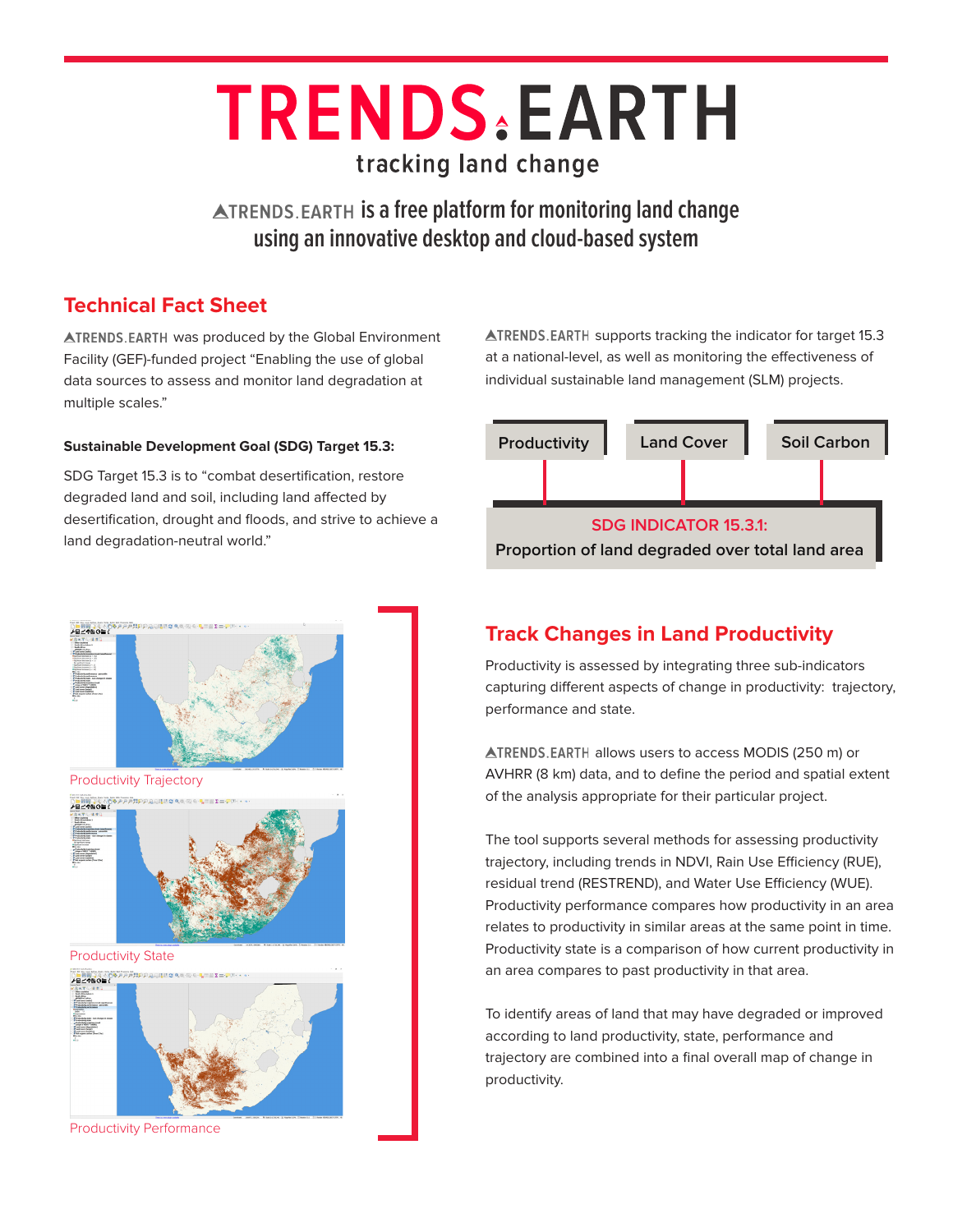# TRENDS.EARTH

tracking land change

**TRENDS.EARTH is a free platform for monitoring land change using an innovative desktop and cloud-based system**

## Technical Fact Sheet

TRENDS.EARTH was produced by the Global Environment Facility (GEF)-funded project "Enabling the use of global data sources to assess and monitor land degradation at multiple scales."

**Sustainable Development Goal (SDG) Target 15.3:**

SDG Target 15.3 is to "combat desertification, restore degraded land and soil, including land affected by desertification, drought and floods, and strive to achieve a land degradation-neutral world."

TRENDS.EARTH supports tracking the indicator for target 15.3 at a national-level, as well as monitoring the effectiveness of individual sustainable land management (SLM) projects.

Productivity | Land Cover | Soil Carbon

SDG INDICATOR 15.3.1:
Proportion of land degraded over total land area

Productivity Trajectory

Productivity State

Productivity Performance

## Track Changes in Land Productivity

Productivity is assessed by integrating three sub-indicators capturing different aspects of change in productivity: trajectory, performance and state.

TRENDS.EARTH allows users to access MODIS (250 m) or AVHRR (8 km) data, and to define the period and spatial extent of the analysis appropriate for their particular project.

The tool supports several methods for assessing productivity trajectory, including trends in NDVI, Rain Use Efficiency (RUE), residual trend (RESTREND), and Water Use Efficiency (WUE). Productivity performance compares how productivity in an area relates to productivity in similar areas at the same point in time. Productivity state is a comparison of how current productivity in an area compares to past productivity in that area.

To identify areas of land that may have degraded or improved according to land productivity, state, performance and trajectory are combined into a final overall map of change in productivity.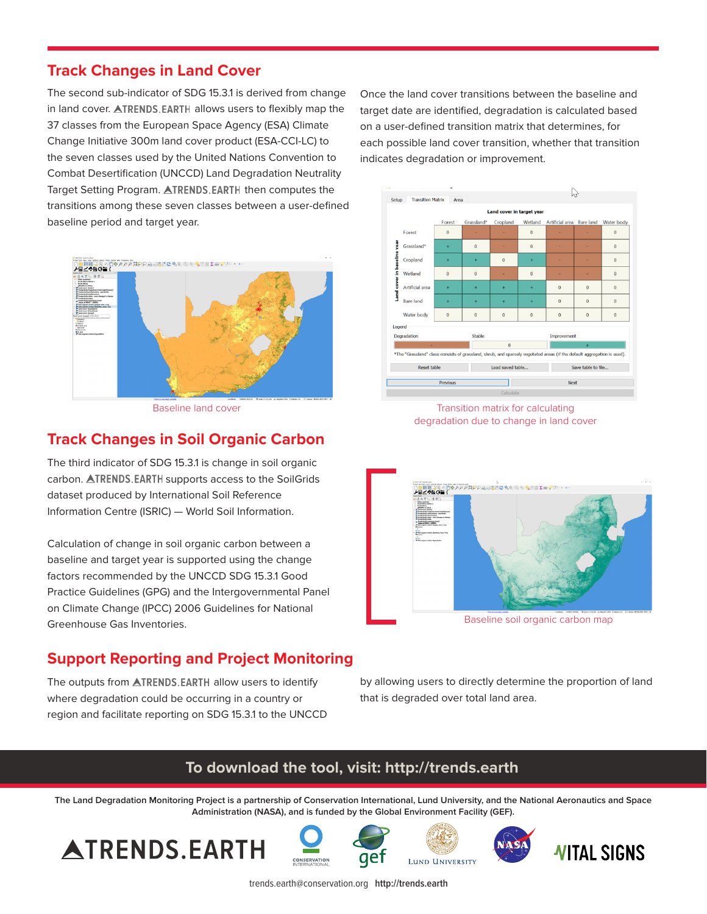## Track Changes in Land Cover

The second sub-indicator of SDG 15.3.1 is derived from change in land cover. TRENDS.EARTH allows users to flexibly map the 37 classes from the European Space Agency (ESA) Climate Change Initiative 300m land cover product (ESA-CCI-LC) to the seven classes used by the United Nations Convention to Combat Desertification (UNCCD) Land Degradation Neutrality Target Setting Program. TRENDS.EARTH then computes the transitions among these seven classes between a user-defined baseline period and target year.

Baseline land cover

Once the land cover transitions between the baseline and target date are identified, degradation is calculated based on a user-defined transition matrix that determines, for each possible land cover transition, whether that transition indicates degradation or improvement.

Transition matrix for calculating degradation due to change in land cover

## Track Changes in Soil Organic Carbon

The third indicator of SDG 15.3.1 is change in soil organic carbon. TRENDS.EARTH supports access to the SoilGrids dataset produced by International Soil Reference Information Centre (ISRIC) — World Soil Information.

Calculation of change in soil organic carbon between a baseline and target year is supported using the change factors recommended by the UNCCD SDG 15.3.1 Good Practice Guidelines (GPG) and the Intergovernmental Panel on Climate Change (IPCC) 2006 Guidelines for National Greenhouse Gas Inventories.

Baseline soil organic carbon map

## Support Reporting and Project Monitoring

The outputs from TRENDS.EARTH allow users to identify where degradation could be occurring in a country or region and facilitate reporting on SDG 15.3.1 to the UNCCD by allowing users to directly determine the proportion of land that is degraded over total land area.

**To download the tool, visit: http://trends.earth**

**The Land Degradation Monitoring Project is a partnership of Conservation International, Lund University, and the National Aeronautics and Space Administration (NASA), and is funded by the Global Environment Facility (GEF).**

TRENDS.EARTH | CONSERVATION INTERNATIONAL | gef | LUND UNIVERSITY | NASA | VITAL SIGNS

trends.earth@conservation.org **http://trends.earth**